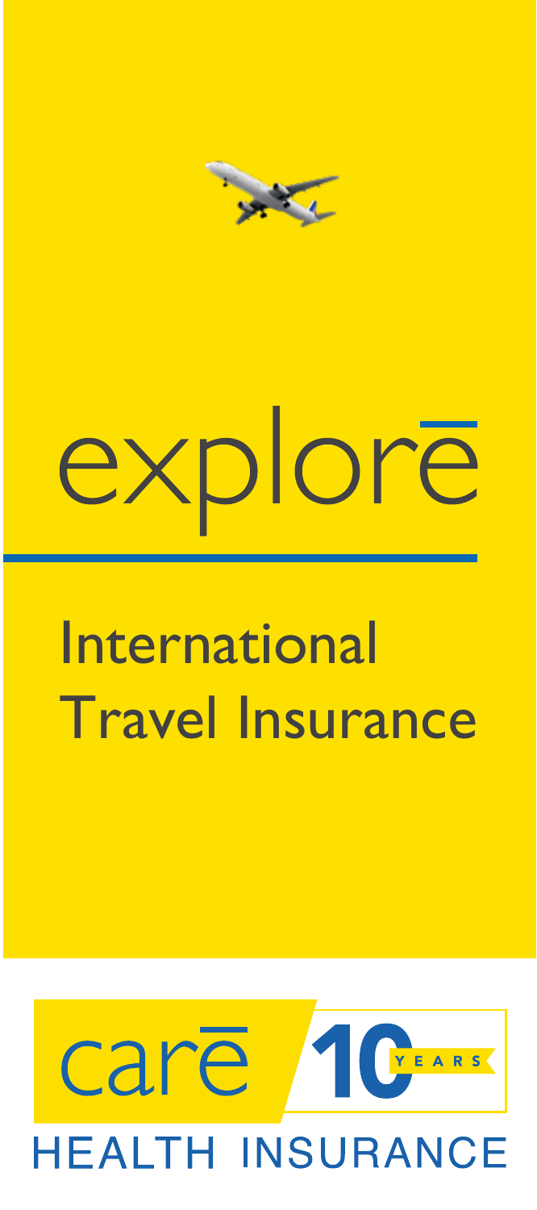# explore

## International Travel Insurance

care 10 YEARS

HEALTH INSURANCE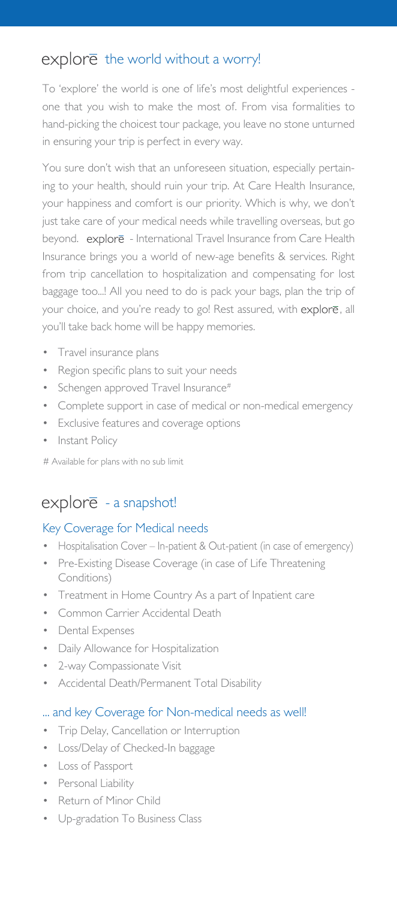## explorē the world without a worry!

To 'explore' the world is one of life's most delightful experiences - one that you wish to make the most of. From visa formalities to hand-picking the choicest tour package, you leave no stone unturned in ensuring your trip is perfect in every way.

You sure don't wish that an unforeseen situation, especially pertaining to your health, should ruin your trip. At Care Health Insurance, your happiness and comfort is our priority. Which is why, we don't just take care of your medical needs while travelling overseas, but go beyond. explorē - International Travel Insurance from Care Health Insurance brings you a world of new-age benefits & services. Right from trip cancellation to hospitalization and compensating for lost baggage too...! All you need to do is pack your bags, plan the trip of your choice, and you're ready to go! Rest assured, with explorē, all you'll take back home will be happy memories.

- Travel insurance plans
- Region specific plans to suit your needs
- Schengen approved Travel Insurance#
- Complete support in case of medical or non-medical emergency
- Exclusive features and coverage options
- Instant Policy

# Available for plans with no sub limit

## explorē - a snapshot!

### Key Coverage for Medical needs

- Hospitalisation Cover – In-patient & Out-patient (in case of emergency)
- Pre-Existing Disease Coverage (in case of Life Threatening Conditions)
- Treatment in Home Country As a part of Inpatient care
- Common Carrier Accidental Death
- Dental Expenses
- Daily Allowance for Hospitalization
- 2-way Compassionate Visit
- Accidental Death/Permanent Total Disability

### ... and key Coverage for Non-medical needs as well!

- Trip Delay, Cancellation or Interruption
- Loss/Delay of Checked-In baggage
- Loss of Passport
- Personal Liability
- Return of Minor Child
- Up-gradation To Business Class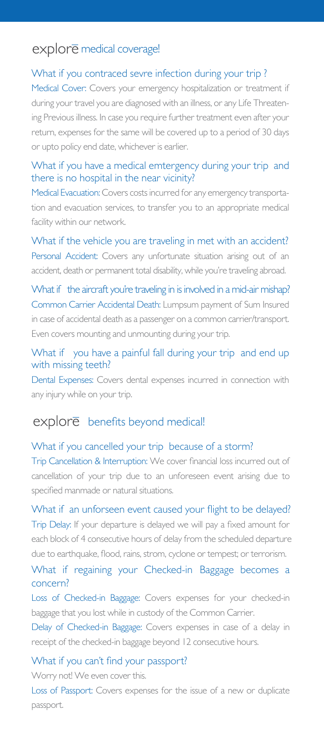## explorē medical coverage!

### What if you contraced sevre infection during your trip ?

Medical Cover: Covers your emergency hospitalization or treatment if during your travel you are diagnosed with an illness, or any Life Threatening Previous illness. In case you require further treatment even after your return, expenses for the same will be covered up to a period of 30 days or upto policy end date, whichever is earlier.

### What if you have a medical emtergency during your trip and there is no hospital in the near vicinity?

Medical Evacuation: Covers costs incurred for any emergency transportation and evacuation services, to transfer you to an appropriate medical facility within our network.

### What if the vehicle you are traveling in met with an accident?

Personal Accident: Covers any unfortunate situation arising out of an accident, death or permanent total disability, while you're traveling abroad.

### What if the aircraft you're traveling in is involved in a mid-air mishap?

Common Carrier Accidental Death: Lumpsum payment of Sum Insured in case of accidental death as a passenger on a common carrier/transport. Even covers mounting and unmounting during your trip.

### What if you have a painful fall during your trip and end up with missing teeth?

Dental Expenses: Covers dental expenses incurred in connection with any injury while on your trip.

## explorē benefits beyond medical!

### What if you cancelled your trip because of a storm?

Trip Cancellation & Interruption: We cover financial loss incurred out of cancellation of your trip due to an unforeseen event arising due to specified manmade or natural situations.

### What if an unforseen event caused your flight to be delayed?

Trip Delay: If your departure is delayed we will pay a fixed amount for each block of 4 consecutive hours of delay from the scheduled departure due to earthquake, flood, rains, strom, cyclone or tempest; or terrorism.

### What if regaining your Checked-in Baggage becomes a concern?

Loss of Checked-in Baggage: Covers expenses for your checked-in baggage that you lost while in custody of the Common Carrier.

Delay of Checked-in Baggage: Covers expenses in case of a delay in receipt of the checked-in baggage beyond 12 consecutive hours.

### What if you can't find your passport?

Worry not! We even cover this.

Loss of Passport: Covers expenses for the issue of a new or duplicate passport.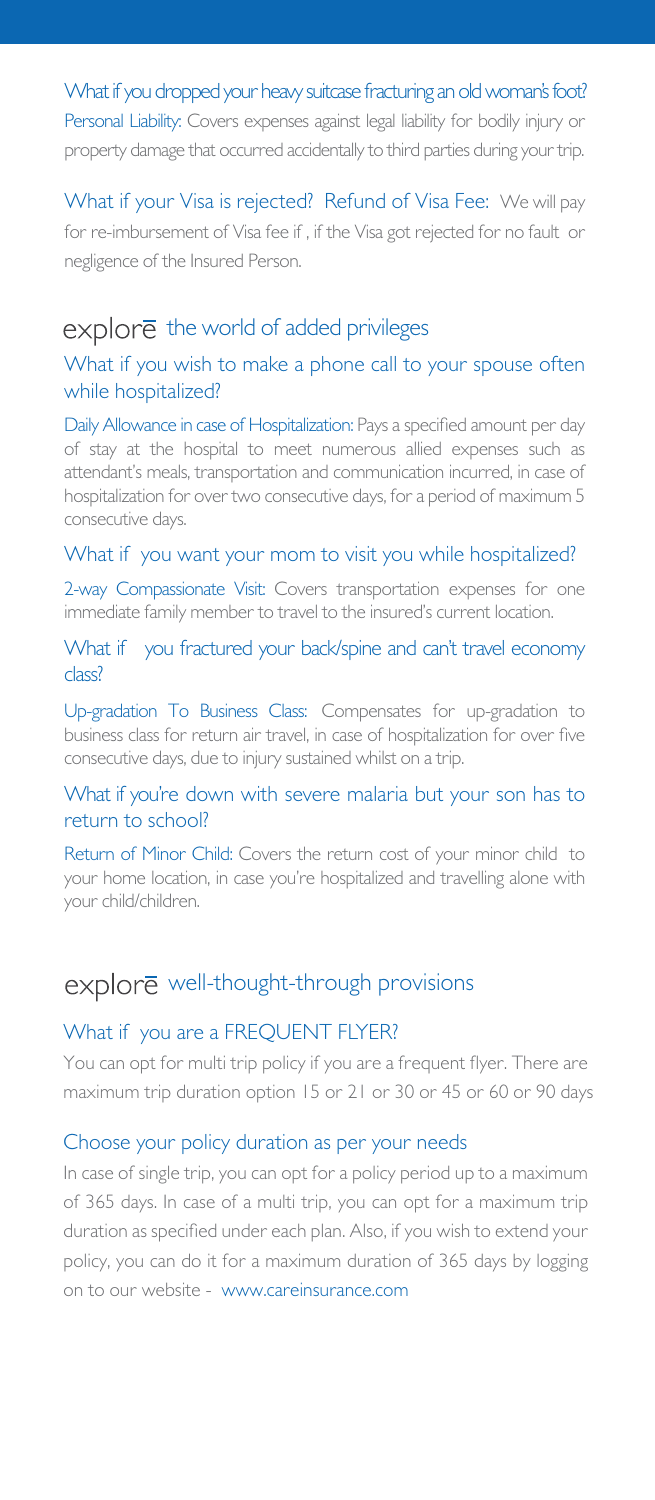What if you dropped your heavy suitcase fracturing an old woman's foot?

Personal Liability: Covers expenses against legal liability for bodily injury or property damage that occurred accidentally to third parties during your trip.

What if your Visa is rejected? Refund of Visa Fee: We will pay for re-imbursement of Visa fee if , if the Visa got rejected for no fault or negligence of the Insured Person.

## explore the world of added privileges

### What if you wish to make a phone call to your spouse often while hospitalized?

Daily Allowance in case of Hospitalization: Pays a specified amount per day of stay at the hospital to meet numerous allied expenses such as attendant's meals, transportation and communication incurred, in case of hospitalization for over two consecutive days, for a period of maximum 5 consecutive days.

### What if you want your mom to visit you while hospitalized?

2-way Compassionate Visit: Covers transportation expenses for one immediate family member to travel to the insured's current location.

### What if you fractured your back/spine and can't travel economy class?

Up-gradation To Business Class: Compensates for up-gradation to business class for return air travel, in case of hospitalization for over five consecutive days, due to injury sustained whilst on a trip.

### What if you're down with severe malaria but your son has to return to school?

Return of Minor Child: Covers the return cost of your minor child to your home location, in case you're hospitalized and travelling alone with your child/children.

## explore well-thought-through provisions

### What if you are a FREQUENT FLYER?

You can opt for multi trip policy if you are a frequent flyer. There are maximum trip duration option 15 or 21 or 30 or 45 or 60 or 90 days

### Choose your policy duration as per your needs

In case of single trip, you can opt for a policy period up to a maximum of 365 days. In case of a multi trip, you can opt for a maximum trip duration as specified under each plan. Also, if you wish to extend your policy, you can do it for a maximum duration of 365 days by logging on to our website - www.careinsurance.com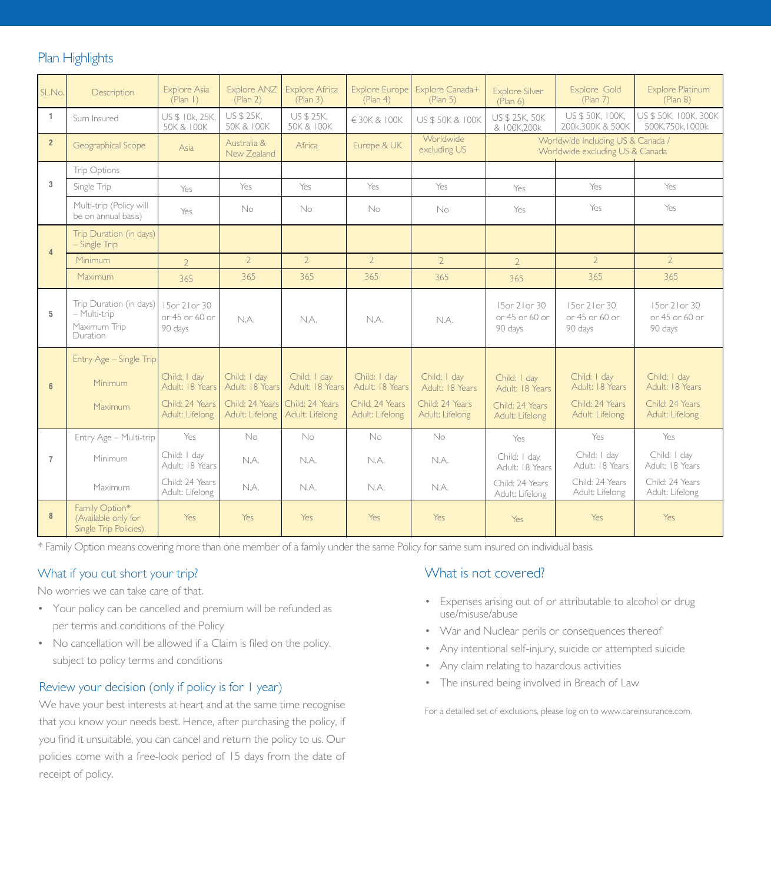## Plan Highlights

| SL.No. | Description | Explore Asia (Plan 1) | Explore ANZ (Plan 2) | Explore Africa (Plan 3) | Explore Europe (Plan 4) | Explore Canada+ (Plan 5) | Explore Silver (Plan 6) | Explore Gold (Plan 7) | Explore Platinum (Plan 8) |
|---|---|---|---|---|---|---|---|---|---|
| 1 | Sum Insured | US $ 10k, 25K, 50K & 100K | US $ 25K, 50K & 100K | US $ 25K, 50K & 100K | € 30K & 100K | US $ 50K & 100K | US $ 25K, 50K & 100K,200k | US $ 50K, 100K, 200k,300K & 500K | US $ 50K, 100K, 300K 500K,750k,1000k |
| 2 | Geographical Scope | Asia | Australia & New Zealand | Africa | Europe & UK | Worldwide excluding US | Worldwide Including US & Canada / Worldwide excluding US & Canada | | |
| 3 | Trip Options | | | | | | | | |
| | Single Trip | Yes | Yes | Yes | Yes | Yes | Yes | Yes | Yes |
| | Multi-trip (Policy will be on annual basis) | Yes | No | No | No | No | Yes | Yes | Yes |
| 4 | Trip Duration (in days) – Single Trip | | | | | | | | |
| | Minimum | 2 | 2 | 2 | 2 | 2 | 2 | 2 | 2 |
| | Maximum | 365 | 365 | 365 | 365 | 365 | 365 | 365 | 365 |
| 5 | Trip Duration (in days) – Multi-trip Maximum Trip Duration | 15or 21or 30 or 45 or 60 or 90 days | N.A. | N.A. | N.A. | N.A. | 15or 21or 30 or 45 or 60 or 90 days | 15or 21or 30 or 45 or 60 or 90 days | 15or 21or 30 or 45 or 60 or 90 days |
| 6 | Entry Age – Single Trip | | | | | | | | |
| | Minimum | Child: 1 day Adult: 18 Years | Child: 1 day Adult: 18 Years | Child: 1 day Adult: 18 Years | Child: 1 day Adult: 18 Years | Child: 1 day Adult: 18 Years | Child: 1 day Adult: 18 Years | Child: 1 day Adult: 18 Years | Child: 1 day Adult: 18 Years |
| | Maximum | Child: 24 Years Adult: Lifelong | Child: 24 Years Adult: Lifelong | Child: 24 Years Adult: Lifelong | Child: 24 Years Adult: Lifelong | Child: 24 Years Adult: Lifelong | Child: 24 Years Adult: Lifelong | Child: 24 Years Adult: Lifelong | Child: 24 Years Adult: Lifelong |
| 7 | Entry Age – Multi-trip | Yes | No | No | No | No | Yes | Yes | Yes |
| | Minimum | Child: 1 day Adult: 18 Years | N.A. | N.A. | N.A. | N.A. | Child: 1 day Adult: 18 Years | Child: 1 day Adult: 18 Years | Child: 1 day Adult: 18 Years |
| | Maximum | Child: 24 Years Adult: Lifelong | N.A. | N.A. | N.A. | N.A. | Child: 24 Years Adult: Lifelong | Child: 24 Years Adult: Lifelong | Child: 24 Years Adult: Lifelong |
| 8 | Family Option* (Available only for Single Trip Policies). | Yes | Yes | Yes | Yes | Yes | Yes | Yes | Yes |

* Family Option means covering more than one member of a family under the same Policy for same sum insured on individual basis.

### What if you cut short your trip?

No worries we can take care of that.

- Your policy can be cancelled and premium will be refunded as per terms and conditions of the Policy
- No cancellation will be allowed if a Claim is filed on the policy. subject to policy terms and conditions

### Review your decision (only if policy is for 1 year)

We have your best interests at heart and at the same time recognise that you know your needs best. Hence, after purchasing the policy, if you find it unsuitable, you can cancel and return the policy to us. Our policies come with a free-look period of 15 days from the date of receipt of policy.

### What is not covered?

- Expenses arising out of or attributable to alcohol or drug use/misuse/abuse
- War and Nuclear perils or consequences thereof
- Any intentional self-injury, suicide or attempted suicide
- Any claim relating to hazardous activities
- The insured being involved in Breach of Law

For a detailed set of exclusions, please log on to www.careinsurance.com.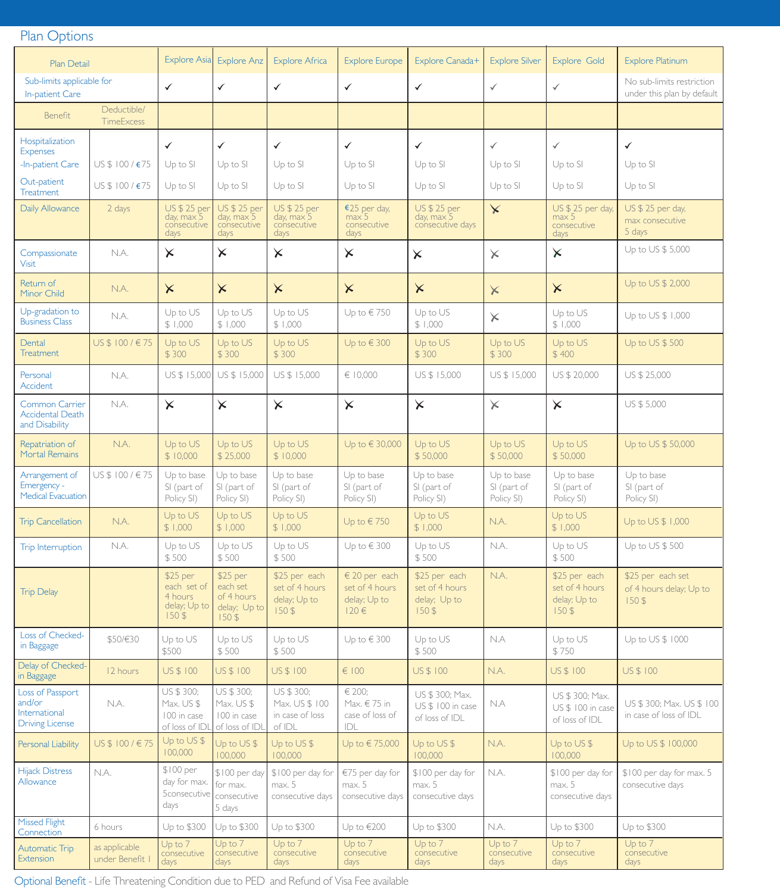## Plan Options

| Plan Detail | | Explore Asia | Explore Anz | Explore Africa | Explore Europe | Explore Canada+ | Explore Silver | Explore Gold | Explore Platinum |
|---|---|---|---|---|---|---|---|---|---|
| Sub-limits applicable for In-patient Care | | ✓ | ✓ | ✓ | ✓ | ✓ | ✓ | ✓ | No sub-limits restriction under this plan by default |
| Benefit | Deductible/ TimeExcess | | | | | | | | |
| Hospitalization Expenses | | ✓ | ✓ | ✓ | ✓ | ✓ | ✓ | ✓ | ✓ |
| -In-patient Care | US $ 100 / €75 | Up to SI | Up to SI | Up to SI | Up to SI | Up to SI | Up to SI | Up to SI | Up to SI |
| Out-patient Treatment | US $ 100 / €75 | Up to SI | Up to SI | Up to SI | Up to SI | Up to SI | Up to SI | Up to SI | Up to SI |
| Daily Allowance | 2 days | US $ 25 per day, max 5 consecutive days | US $ 25 per day, max 5 consecutive days | US $ 25 per day, max 5 consecutive days | €25 per day, max 5 consecutive days | US $ 25 per day, max 5 consecutive days | ✗ | US $ 25 per day, max 5 consecutive days | US $ 25 per day, max consecutive 5 days |
| Compassionate Visit | N.A. | ✗ | ✗ | ✗ | ✗ | ✗ | ✗ | ✗ | Up to US $ 5,000 |
| Return of Minor Child | N.A. | ✗ | ✗ | ✗ | ✗ | ✗ | ✗ | ✗ | Up to US $ 2,000 |
| Up-gradation to Business Class | N.A. | Up to US $ 1,000 | Up to US $ 1,000 | Up to US $ 1,000 | Up to € 750 | Up to US $ 1,000 | ✗ | Up to US $ 1,000 | Up to US $ 1,000 |
| Dental Treatment | US $ 100 / € 75 | Up to US $ 300 | Up to US $ 300 | Up to US $ 300 | Up to € 300 | Up to US $ 300 | Up to US $ 300 | Up to US $ 400 | Up to US $ 500 |
| Personal Accident | N.A. | US $ 15,000 | US $ 15,000 | US $ 15,000 | € 10,000 | US $ 15,000 | US $ 15,000 | US $ 20,000 | US $ 25,000 |
| Common Carrier Accidental Death and Disability | N.A. | ✗ | ✗ | ✗ | ✗ | ✗ | ✗ | ✗ | US $ 5,000 |
| Repatriation of Mortal Remains | N.A. | Up to US $ 10,000 | Up to US $ 25,000 | Up to US $ 10,000 | Up to € 30,000 | Up to US $ 50,000 | Up to US $ 50,000 | Up to US $ 50,000 | Up to US $ 50,000 |
| Arrangement of Emergency - Medical Evacuation | US $ 100 / € 75 | Up to base SI (part of Policy SI) | Up to base SI (part of Policy SI) | Up to base SI (part of Policy SI) | Up to base SI (part of Policy SI) | Up to base SI (part of Policy SI) | Up to base SI (part of Policy SI) | Up to base SI (part of Policy SI) | Up to base SI (part of Policy SI) |
| Trip Cancellation | N.A. | Up to US $ 1,000 | Up to US $ 1,000 | Up to US $ 1,000 | Up to € 750 | Up to US $ 1,000 | N.A. | Up to US $ 1,000 | Up to US $ 1,000 |
| Trip Interruption | N.A. | Up to US $ 500 | Up to US $ 500 | Up to US $ 500 | Up to € 300 | Up to US $ 500 | N.A. | Up to US $ 500 | Up to US $ 500 |
| Trip Delay | | $25 per each set of 4 hours delay; Up to 150 $ | $25 per each set of 4 hours delay; Up to 150 $ | $25 per each set of 4 hours delay; Up to 150 $ | € 20 per each set of 4 hours delay; Up to 120 € | $25 per each set of 4 hours delay; Up to 150 $ | N.A. | $25 per each set of 4 hours delay; Up to 150 $ | $25 per each set of 4 hours delay; Up to 150 $ |
| Loss of Checked-in Baggage | $50/€30 | Up to US $500 | Up to US $ 500 | Up to US $ 500 | Up to € 300 | Up to US $ 500 | N.A | Up to US $ 750 | Up to US $ 1000 |
| Delay of Checked-in Baggage | 12 hours | US $ 100 | US $ 100 | US $ 100 | € 100 | US $ 100 | N.A. | US $ 100 | US $ 100 |
| Loss of Passport and/or International Driving License | N.A. | US $ 300; Max. US $ 100 in case of loss of IDL | US $ 300; Max. US $ 100 in case of loss of IDL | US $ 300; Max. US $ 100 in case of loss of IDL | € 200; Max. € 75 in case of loss of IDL | US $ 300; Max. US $ 100 in case of loss of IDL | N.A | US $ 300; Max. US $ 100 in case of loss of IDL | US $ 300; Max. US $ 100 in case of loss of IDL |
| Personal Liability | US $ 100 / € 75 | Up to US $ 100,000 | Up to US $ 100,000 | Up to US $ 100,000 | Up to € 75,000 | Up to US $ 100,000 | N.A. | Up to US $ 100,000 | Up to US $ 100,000 |
| Hijack Distress Allowance | N.A. | $100 per day for max. 5consecutive days | $100 per day for max. consecutive 5 days | $100 per day for max. 5 consecutive days | €75 per day for max. 5 consecutive days | $100 per day for max. 5 consecutive days | N.A. | $100 per day for max. 5 consecutive days | $100 per day for max. 5 consecutive days |
| Missed Flight Connection | 6 hours | Up to $300 | Up to $300 | Up to $300 | Up to €200 | Up to $300 | N.A. | Up to $300 | Up to $300 |
| Automatic Trip Extension | as applicable under Benefit 1 | Up to 7 consecutive days | Up to 7 consecutive days | Up to 7 consecutive days | Up to 7 consecutive days | Up to 7 consecutive days | Up to 7 consecutive days | Up to 7 consecutive days | Up to 7 consecutive days |

Optional Benefit - Life Threatening Condition due to PED and Refund of Visa Fee available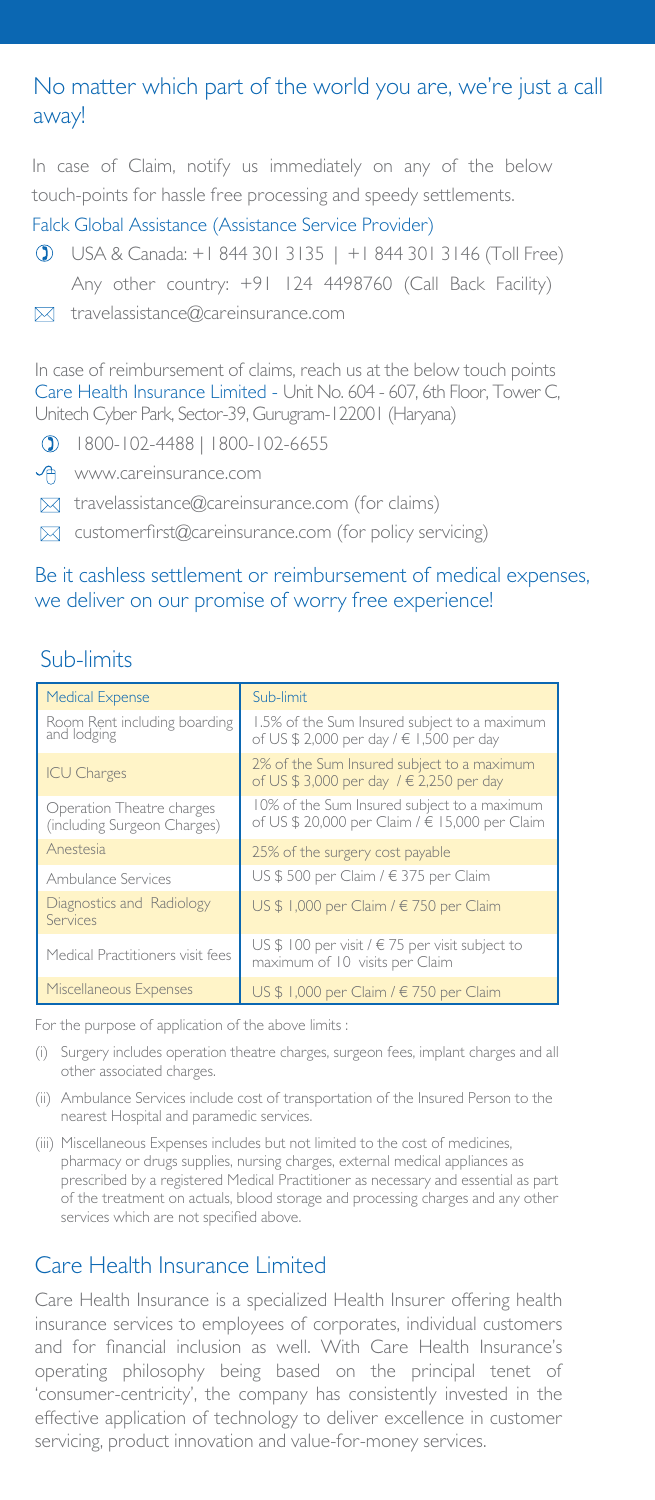## No matter which part of the world you are, we're just a call away!

In case of Claim, notify us immediately on any of the below touch-points for hassle free processing and speedy settlements.

Falck Global Assistance (Assistance Service Provider)

- USA & Canada: +1 844 301 3135 | +1 844 301 3146 (Toll Free)
  Any other country: +91 124 4498760 (Call Back Facility)
- travelassistance@careinsurance.com

In case of reimbursement of claims, reach us at the below touch points
Care Health Insurance Limited - Unit No. 604 - 607, 6th Floor, Tower C, Unitech Cyber Park, Sector-39, Gurugram-122001 (Haryana)

- 1800-102-4488 | 1800-102-6655
- www.careinsurance.com
- travelassistance@careinsurance.com (for claims)
- customerfirst@careinsurance.com (for policy servicing)

Be it cashless settlement or reimbursement of medical expenses, we deliver on our promise of worry free experience!

## Sub-limits

| Medical Expense | Sub-limit |
|---|---|
| Room Rent including boarding and lodging | 1.5% of the Sum Insured subject to a maximum of US $ 2,000 per day / € 1,500 per day |
| ICU Charges | 2% of the Sum Insured subject to a maximum of US $ 3,000 per day / € 2,250 per day |
| Operation Theatre charges (including Surgeon Charges) | 10% of the Sum Insured subject to a maximum of US $ 20,000 per Claim / € 15,000 per Claim |
| Anestesia | 25% of the surgery cost payable |
| Ambulance Services | US $ 500 per Claim / € 375 per Claim |
| Diagnostics and Radiology Services | US $ 1,000 per Claim / € 750 per Claim |
| Medical Practitioners visit fees | US $ 100 per visit / € 75 per visit subject to maximum of 10 visits per Claim |
| Miscellaneous Expenses | US $ 1,000 per Claim / € 750 per Claim |

For the purpose of application of the above limits :

(i) Surgery includes operation theatre charges, surgeon fees, implant charges and all other associated charges.

(ii) Ambulance Services include cost of transportation of the Insured Person to the nearest Hospital and paramedic services.

(iii) Miscellaneous Expenses includes but not limited to the cost of medicines, pharmacy or drugs supplies, nursing charges, external medical appliances as prescribed by a registered Medical Practitioner as necessary and essential as part of the treatment on actuals, blood storage and processing charges and any other services which are not specified above.

## Care Health Insurance Limited

Care Health Insurance is a specialized Health Insurer offering health insurance services to employees of corporates, individual customers and for financial inclusion as well. With Care Health Insurance's operating philosophy being based on the principal tenet of 'consumer-centricity', the company has consistently invested in the effective application of technology to deliver excellence in customer servicing, product innovation and value-for-money services.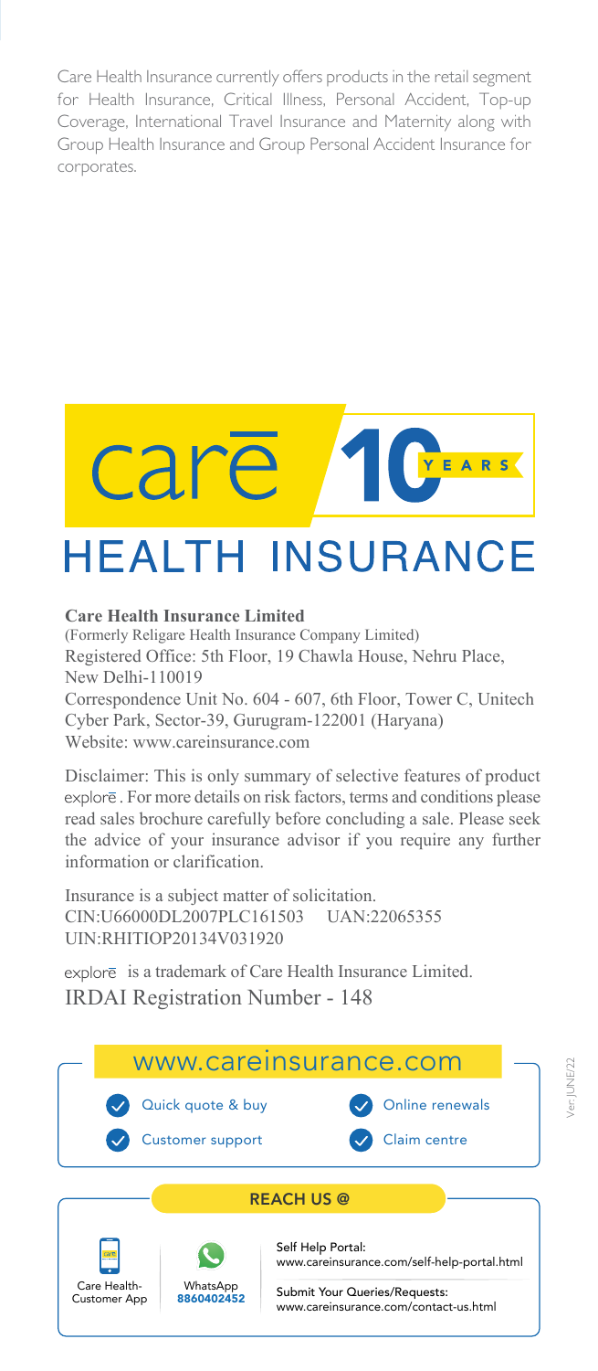Care Health Insurance currently offers products in the retail segment for Health Insurance, Critical Illness, Personal Accident, Top-up Coverage, International Travel Insurance and Maternity along with Group Health Insurance and Group Personal Accident Insurance for corporates.

care 10 YEARS

HEALTH INSURANCE

**Care Health Insurance Limited**
(Formerly Religare Health Insurance Company Limited)
Registered Office: 5th Floor, 19 Chawla House, Nehru Place, New Delhi-110019
Correspondence Unit No. 604 - 607, 6th Floor, Tower C, Unitech Cyber Park, Sector-39, Gurugram-122001 (Haryana)
Website: www.careinsurance.com

Disclaimer: This is only summary of selective features of product explore. For more details on risk factors, terms and conditions please read sales brochure carefully before concluding a sale. Please seek the advice of your insurance advisor if you require any further information or clarification.

Insurance is a subject matter of solicitation.
CIN:U66000DL2007PLC161503 UAN:22065355
UIN:RHITIOP20134V031920

explore is a trademark of Care Health Insurance Limited.
IRDAI Registration Number - 148

www.careinsurance.com

- Quick quote & buy
- Online renewals
- Customer support
- Claim centre

**REACH US @**

Care Health- Customer App

WhatsApp 8860402452

Self Help Portal:
www.careinsurance.com/self-help-portal.html

Submit Your Queries/Requests:
www.careinsurance.com/contact-us.html

Ver: JUNE/22